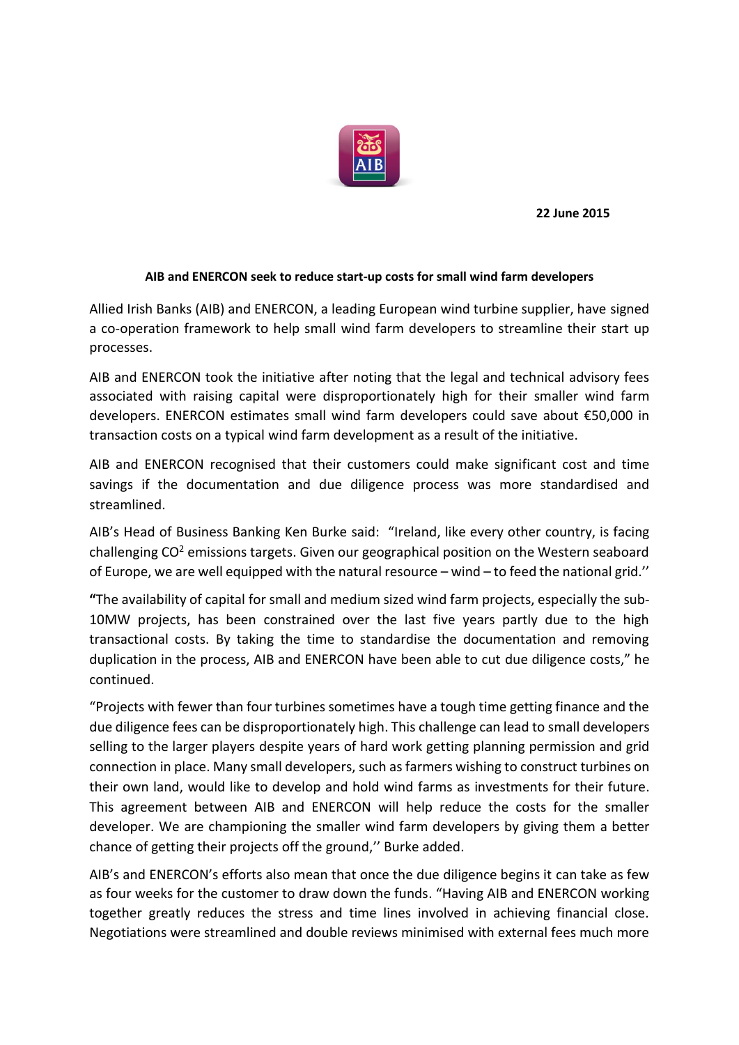**22 June 2015**

**AIB and ENERCON seek to reduce start-up costs for small wind farm developers**

Allied Irish Banks (AIB) and ENERCON, a leading European wind turbine supplier, have signed a co-operation framework to help small wind farm developers to streamline their start up processes.

AIB and ENERCON took the initiative after noting that the legal and technical advisory fees associated with raising capital were disproportionately high for their smaller wind farm developers. ENERCON estimates small wind farm developers could save about €50,000 in transaction costs on a typical wind farm development as a result of the initiative.

AIB and ENERCON recognised that their customers could make significant cost and time savings if the documentation and due diligence process was more standardised and streamlined.

AIB's Head of Business Banking Ken Burke said: "Ireland, like every other country, is facing challenging $CO^2$ emissions targets. Given our geographical position on the Western seaboard of Europe, we are well equipped with the natural resource – wind – to feed the national grid.''

**"**The availability of capital for small and medium sized wind farm projects, especially the sub-10MW projects, has been constrained over the last five years partly due to the high transactional costs. By taking the time to standardise the documentation and removing duplication in the process, AIB and ENERCON have been able to cut due diligence costs," he continued.

"Projects with fewer than four turbines sometimes have a tough time getting finance and the due diligence fees can be disproportionately high. This challenge can lead to small developers selling to the larger players despite years of hard work getting planning permission and grid connection in place. Many small developers, such as farmers wishing to construct turbines on their own land, would like to develop and hold wind farms as investments for their future. This agreement between AIB and ENERCON will help reduce the costs for the smaller developer. We are championing the smaller wind farm developers by giving them a better chance of getting their projects off the ground,'' Burke added.

AIB's and ENERCON's efforts also mean that once the due diligence begins it can take as few as four weeks for the customer to draw down the funds. "Having AIB and ENERCON working together greatly reduces the stress and time lines involved in achieving financial close. Negotiations were streamlined and double reviews minimised with external fees much more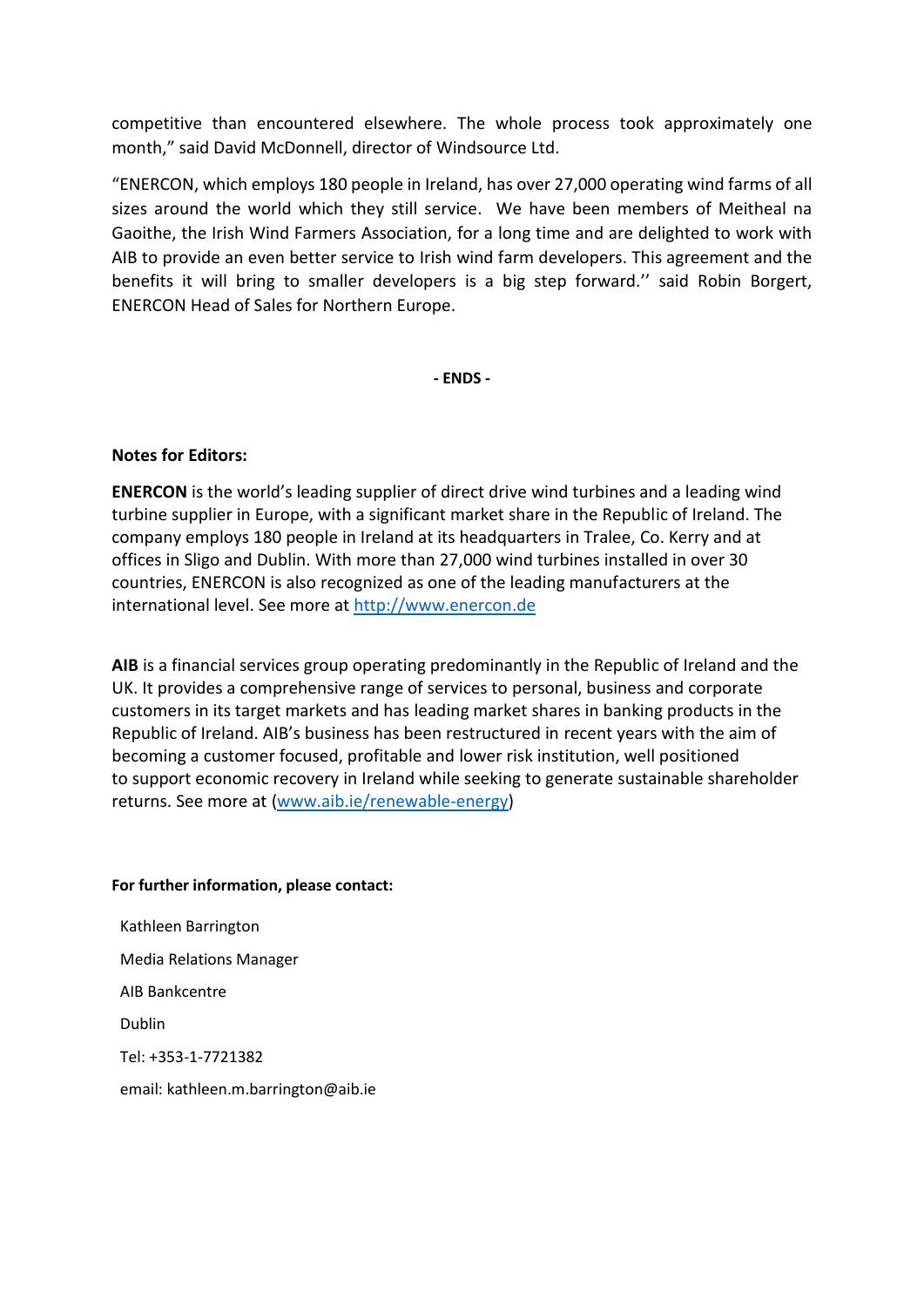competitive than encountered elsewhere. The whole process took approximately one month," said David McDonnell, director of Windsource Ltd.

"ENERCON, which employs 180 people in Ireland, has over 27,000 operating wind farms of all sizes around the world which they still service. We have been members of Meitheal na Gaoithe, the Irish Wind Farmers Association, for a long time and are delighted to work with AIB to provide an even better service to Irish wind farm developers. This agreement and the benefits it will bring to smaller developers is a big step forward.'' said Robin Borgert, ENERCON Head of Sales for Northern Europe.

**- ENDS -**

**Notes for Editors:**

**ENERCON** is the world's leading supplier of direct drive wind turbines and a leading wind turbine supplier in Europe, with a significant market share in the Republic of Ireland. The company employs 180 people in Ireland at its headquarters in Tralee, Co. Kerry and at offices in Sligo and Dublin. With more than 27,000 wind turbines installed in over 30 countries, ENERCON is also recognized as one of the leading manufacturers at the international level. See more at [http://www.enercon.de](http://www.enercon.de)

**AIB** is a financial services group operating predominantly in the Republic of Ireland and the UK. It provides a comprehensive range of services to personal, business and corporate customers in its target markets and has leading market shares in banking products in the Republic of Ireland. AIB's business has been restructured in recent years with the aim of becoming a customer focused, profitable and lower risk institution, well positioned to support economic recovery in Ireland while seeking to generate sustainable shareholder returns. See more at ([www.aib.ie/renewable-energy](http://www.aib.ie/renewable-energy))

**For further information, please contact:**

Kathleen Barrington

Media Relations Manager

AIB Bankcentre

Dublin

Tel: +353-1-7721382

email: kathleen.m.barrington@aib.ie